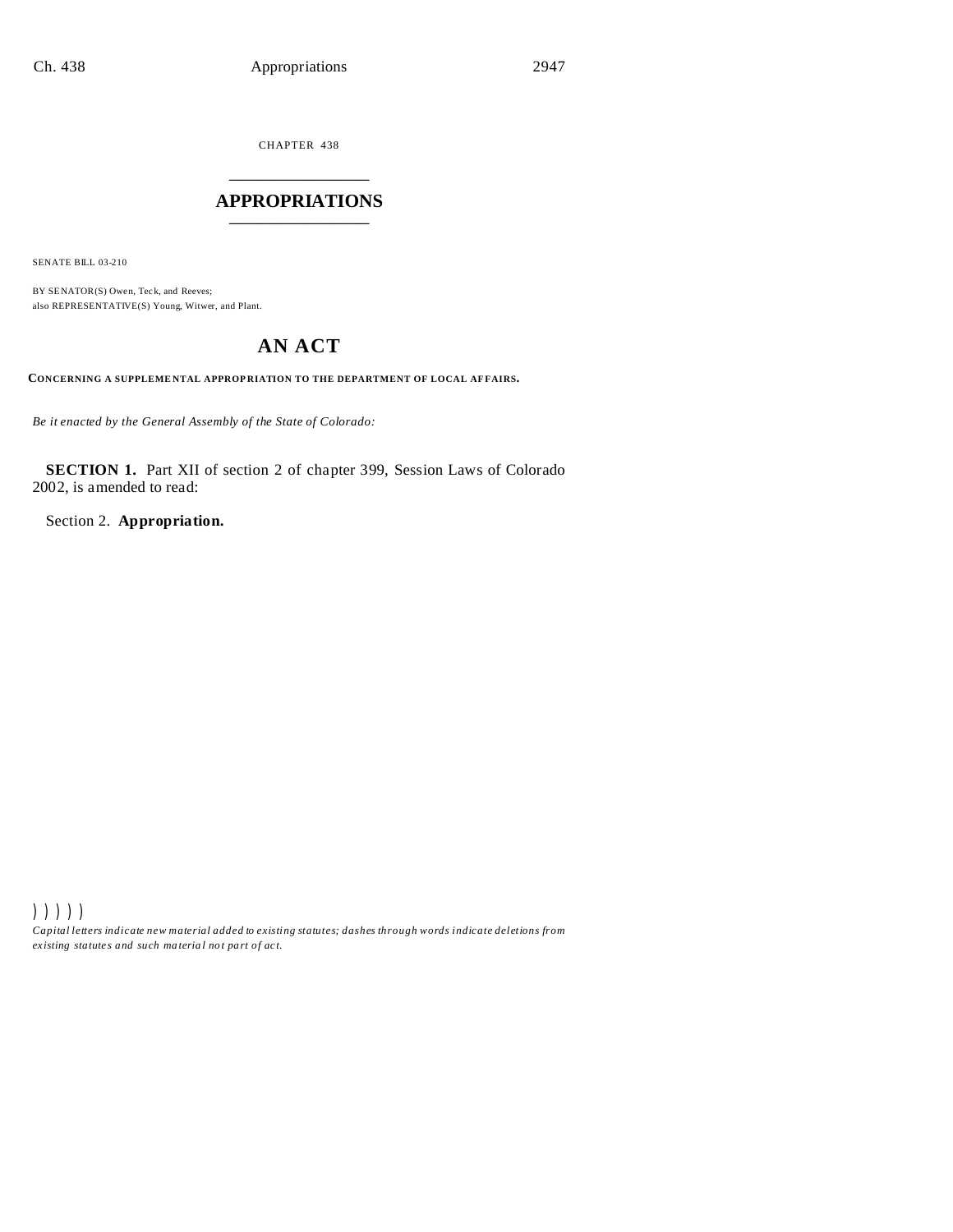CHAPTER 438

# APPROPRIATIONS

SENATE BILL 03-210

BY SENATOR(S) Owen, Teck, and Reeves;
also REPRESENTATIVE(S) Young, Witwer, and Plant.

## AN ACT

**CONCERNING A SUPPLEMENTAL APPROPRIATION TO THE DEPARTMENT OF LOCAL AFFAIRS.**

*Be it enacted by the General Assembly of the State of Colorado:*

**SECTION 1.** Part XII of section 2 of chapter 399, Session Laws of Colorado 2002, is amended to read:

Section 2. **Appropriation.**

) ) ) ) )

*Capital letters indicate new material added to existing statutes; dashes through words indicate deletions from existing statutes and such material not part of act.*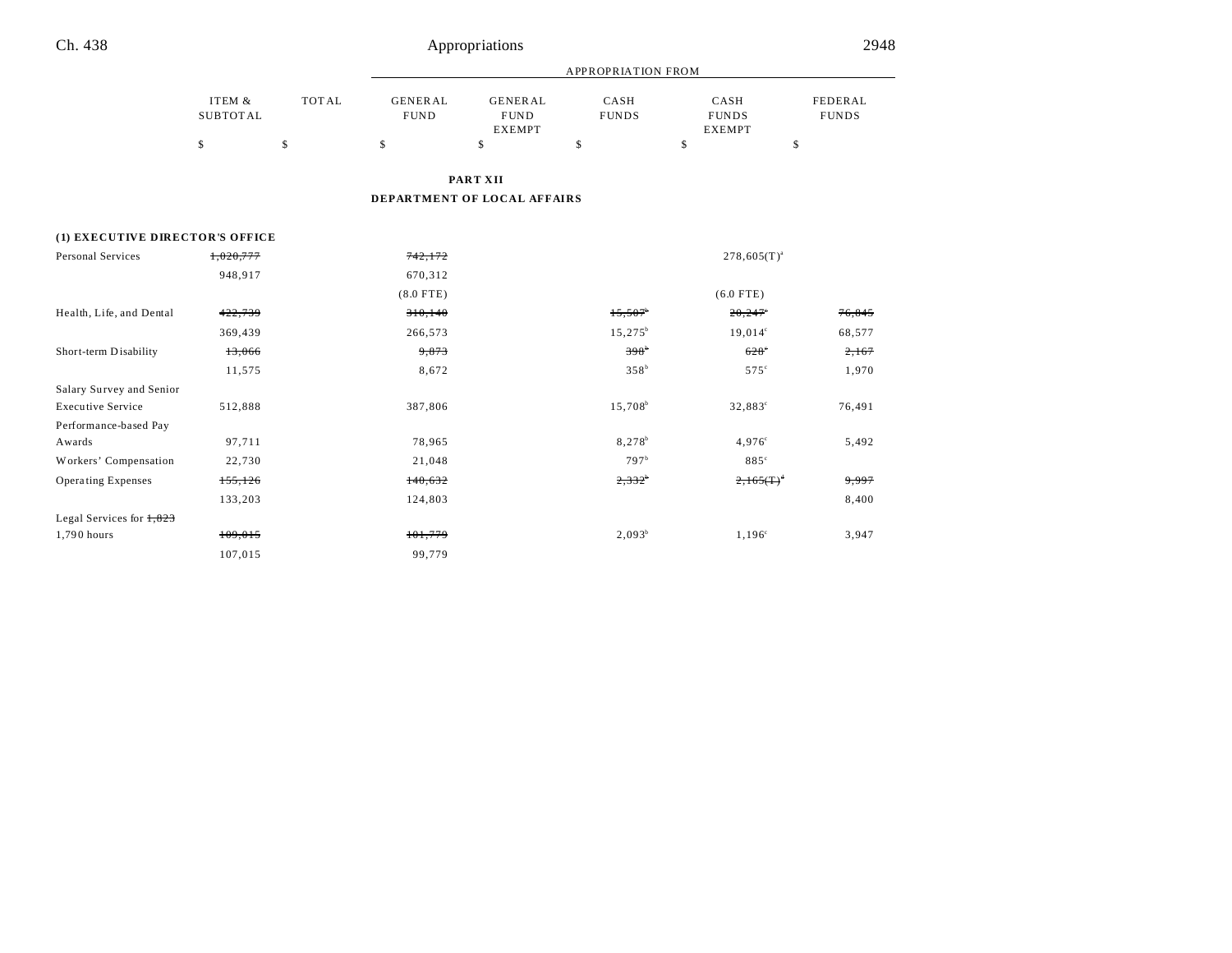| | ITEM & SUBTOTAL | TOTAL | GENERAL FUND | GENERAL FUND EXEMPT | CASH FUNDS | CASH FUNDS EXEMPT | FEDERAL FUNDS |
|---|---|---|---|---|---|---|---|
| | | | APPROPRIATION FROM | | | | |
| | $ | $ | $ | $ | $ | $ | $ |

**PART XII**

**DEPARTMENT OF LOCAL AFFAIRS**

**(1) EXECUTIVE DIRECTOR'S OFFICE**

| | ITEM & SUBTOTAL | TOTAL | GENERAL FUND | GENERAL FUND EXEMPT | CASH FUNDS | CASH FUNDS EXEMPT | FEDERAL FUNDS |
|---|---|---|---|---|---|---|---|
| Personal Services | ~~1,020,777~~ | | ~~742,172~~ | | | 278,605(T)[a] | |
| | 948,917 | | 670,312 | | | | |
| | | | (8.0 FTE) | | | (6.0 FTE) | |
| Health, Life, and Dental | ~~422,739~~ | | ~~310,140~~ | | ~~15,507~~[b] | ~~20,247~~[c] | ~~76,845~~ |
| | 369,439 | | 266,573 | | 15,275[b] | 19,014[c] | 68,577 |
| Short-term Disability | ~~13,066~~ | | ~~9,873~~ | | ~~398~~[b] | ~~628~~[c] | ~~2,167~~ |
| | 11,575 | | 8,672 | | 358[b] | 575[c] | 1,970 |
| Salary Survey and Senior Executive Service | 512,888 | | 387,806 | | 15,708[b] | 32,883[c] | 76,491 |
| Performance-based Pay Awards | 97,711 | | 78,965 | | 8,278[b] | 4,976[c] | 5,492 |
| Workers' Compensation | 22,730 | | 21,048 | | 797[b] | 885[c] | |
| Operating Expenses | ~~155,126~~ | | ~~140,632~~ | | ~~2,332~~[b] | ~~2,165(T)~~[d] | ~~9,997~~ |
| | 133,203 | | 124,803 | | | | 8,400 |
| Legal Services for ~~1,823~~ 1,790 hours | ~~109,015~~ | | ~~101,779~~ | | 2,093[b] | 1,196[c] | 3,947 |
| | 107,015 | | 99,779 | | | | |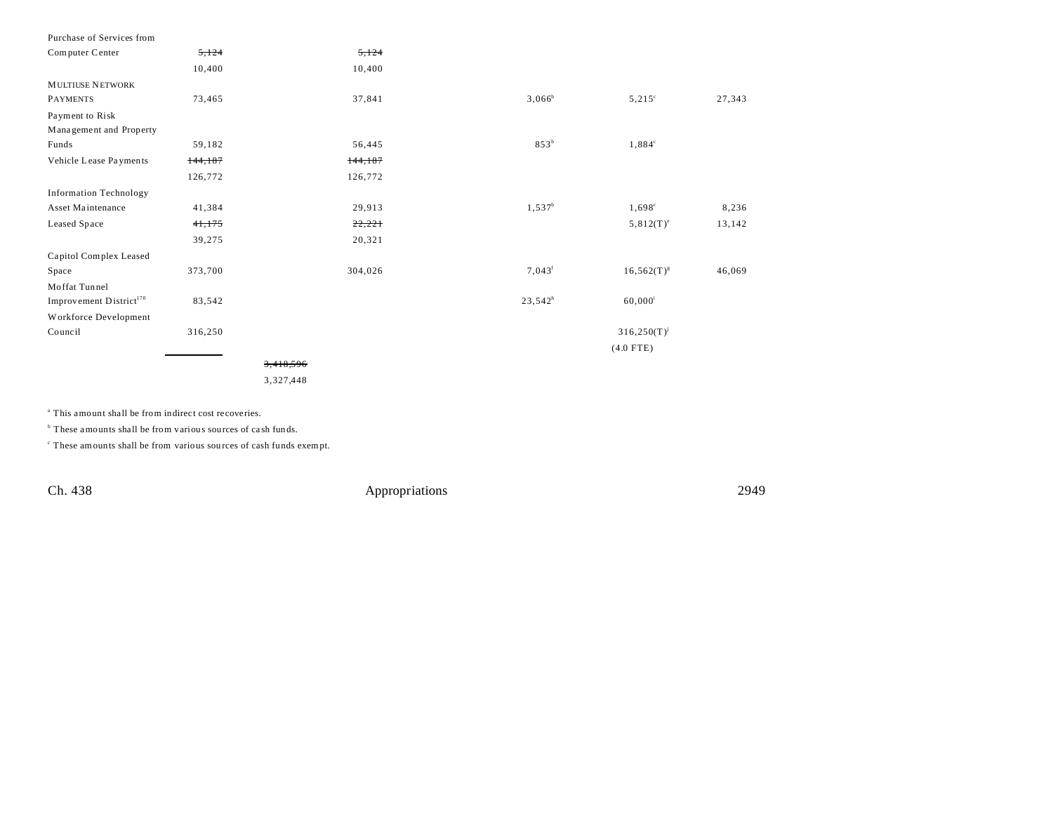| | | | | | | |
|---|---|---|---|---|---|---|
| Purchase of Services from Computer Center | ~~5,124~~ 10,400 | | ~~5,124~~ 10,400 | | | |
| MULTIUSE NETWORK PAYMENTS | 73,465 | | 37,841 | 3,066[b] | 5,215[c] | 27,343 |
| Payment to Risk Management and Property Funds | 59,182 | | 56,445 | 853[b] | 1,884[c] | |
| Vehicle Lease Payments | ~~144,187~~ 126,772 | | ~~144,187~~ 126,772 | | | |
| Information Technology Asset Maintenance | 41,384 | | 29,913 | 1,537[b] | 1,698[c] | 8,236 |
| Leased Space | ~~41,175~~ 39,275 | | ~~22,221~~ 20,321 | | 5,812(T)[e] | 13,142 |
| Capitol Complex Leased Space | 373,700 | | 304,026 | 7,043[f] | 16,562(T)[g] | 46,069 |
| Moffat Tunnel Improvement District[170] | 83,542 | | | 23,542[h] | 60,000[i] | |
| Workforce Development Council | 316,250 | | | | 316,250(T)[j] (4.0 FTE) | |
| | | ~~3,418,596~~ 3,327,448 | | | | |

[a] This amount shall be from indirect cost recoveries.

[b] These amounts shall be from various sources of cash funds.

[c] These amounts shall be from various sources of cash funds exempt.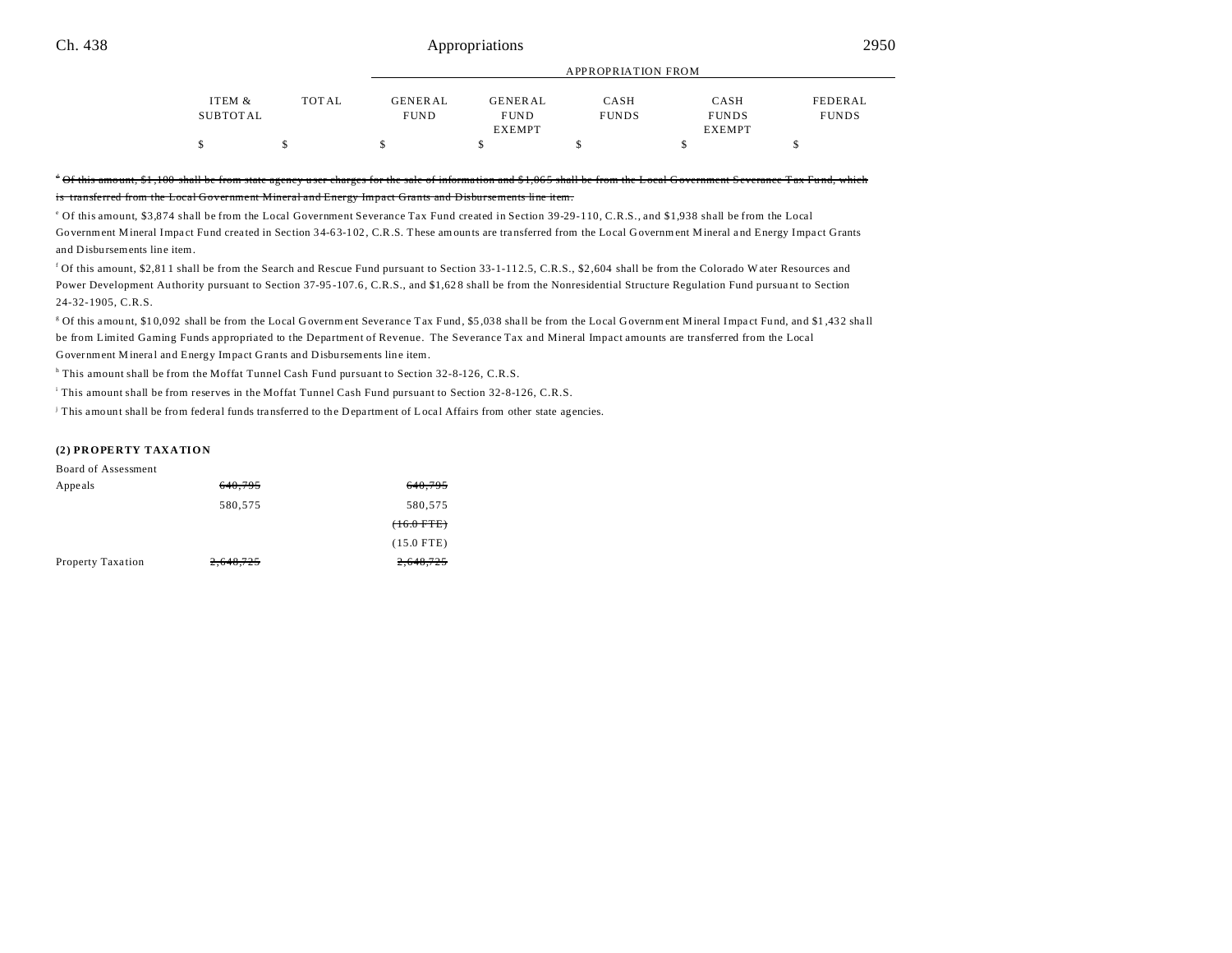| | ITEM & SUBTOTAL | TOTAL | GENERAL FUND | GENERAL FUND EXEMPT | CASH FUNDS | CASH FUNDS EXEMPT | FEDERAL FUNDS |
|---|---|---|---|---|---|---|---|
| | | | APPROPRIATION FROM | | | | |
| | $ | $ | $ | $ | $ | $ | $ |

[d] ~~Of this amount, $1,100 shall be from state agency user charges for the sale of information and $1,065 shall be from the Local Government Severance Tax Fund, which is transferred from the Local Government Mineral and Energy Impact Grants and Disbursements line item.~~

[e] Of this amount, $3,874 shall be from the Local Government Severance Tax Fund created in Section 39-29-110, C.R.S., and $1,938 shall be from the Local Government Mineral Impact Fund created in Section 34-63-102, C.R.S. These amounts are transferred from the Local Government Mineral and Energy Impact Grants and Disbursements line item.

[f] Of this amount, $2,811 shall be from the Search and Rescue Fund pursuant to Section 33-1-112.5, C.R.S., $2,604 shall be from the Colorado Water Resources and Power Development Authority pursuant to Section 37-95-107.6, C.R.S., and $1,628 shall be from the Nonresidential Structure Regulation Fund pursuant to Section 24-32-1905, C.R.S.

[g] Of this amount, $10,092 shall be from the Local Government Severance Tax Fund, $5,038 shall be from the Local Government Mineral Impact Fund, and $1,432 shall be from Limited Gaming Funds appropriated to the Department of Revenue. The Severance Tax and Mineral Impact amounts are transferred from the Local Government Mineral and Energy Impact Grants and Disbursements line item.

[h] This amount shall be from the Moffat Tunnel Cash Fund pursuant to Section 32-8-126, C.R.S.

[i] This amount shall be from reserves in the Moffat Tunnel Cash Fund pursuant to Section 32-8-126, C.R.S.

[j] This amount shall be from federal funds transferred to the Department of Local Affairs from other state agencies.

**(2) PROPERTY TAXATION**

| | ITEM & SUBTOTAL | TOTAL | GENERAL FUND | GENERAL FUND EXEMPT | CASH FUNDS | CASH FUNDS EXEMPT | FEDERAL FUNDS |
|---|---|---|---|---|---|---|---|
| Board of Assessment Appeals | ~~640,795~~ | | ~~640,795~~ | | | | |
| | 580,575 | | 580,575 | | | | |
| | | | ~~(16.0 FTE)~~ | | | | |
| | | | (15.0 FTE) | | | | |
| Property Taxation | ~~2,640,725~~ | | ~~2,640,725~~ | | | | |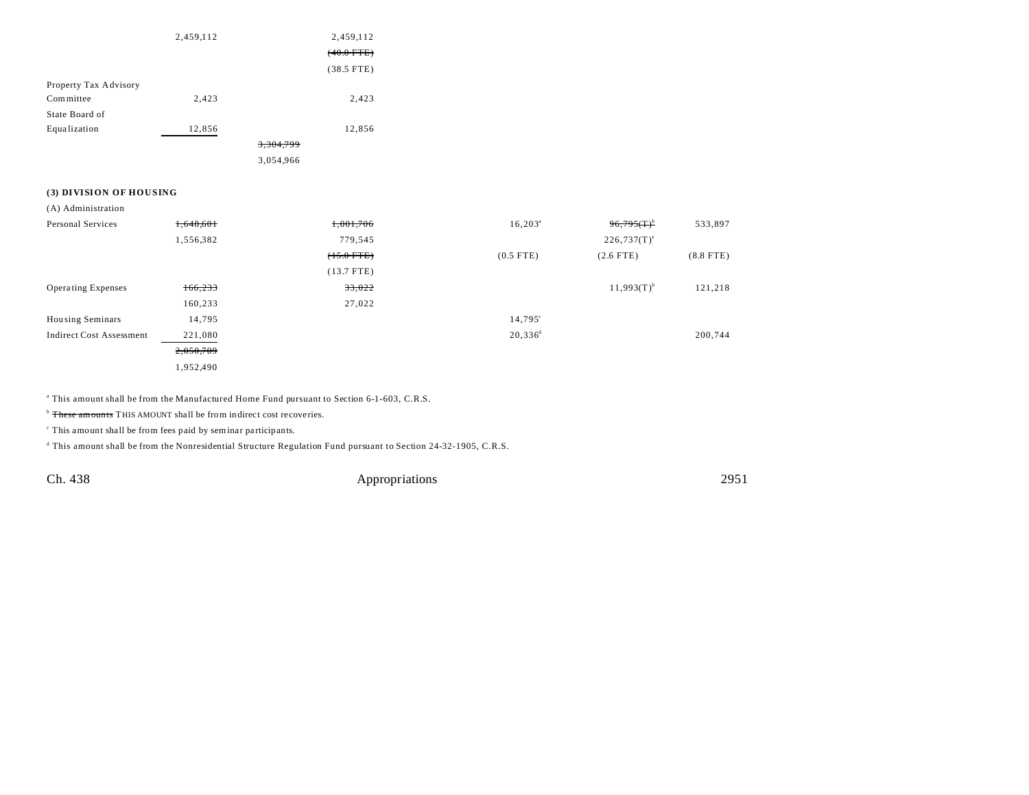| | | | | | | |
|---|---|---|---|---|---|---|
| | 2,459,112 | | 2,459,112 | | | |
| | | | ~~(40.0 FTE)~~ | | | |
| | | | (38.5 FTE) | | | |
| Property Tax Advisory Committee | 2,423 | | 2,423 | | | |
| State Board of Equalization | 12,856 | | 12,856 | | | |
| | | ~~3,304,799~~ | | | | |
| | | 3,054,966 | | | | |

**(3) DIVISION OF HOUSING**

(A) Administration

| | | | | | | |
|---|---|---|---|---|---|---|
| Personal Services | ~~1,648,601~~ | | ~~1,001,706~~ | 16,203[a] | ~~96,795(T)[b]~~ | 533,897 |
| | 1,556,382 | | 779,545 | | 226,737(T)[e] | |
| | | | ~~(15.0 FTE)~~ | (0.5 FTE) | (2.6 FTE) | (8.8 FTE) |
| | | | (13.7 FTE) | | | |
| Operating Expenses | ~~166,233~~ | | ~~33,022~~ | | 11,993(T)[b] | 121,218 |
| | 160,233 | | 27,022 | | | |
| Housing Seminars | 14,795 | | | 14,795[c] | | |
| Indirect Cost Assessment | 221,080 | | | 20,336[d] | | 200,744 |
| | ~~2,050,709~~ | | | | | |
| | 1,952,490 | | | | | |

[a] This amount shall be from the Manufactured Home Fund pursuant to Section 6-1-603, C.R.S.

[b] ~~These amounts~~ THIS AMOUNT shall be from indirect cost recoveries.

[c] This amount shall be from fees paid by seminar participants.

[d] This amount shall be from the Nonresidential Structure Regulation Fund pursuant to Section 24-32-1905, C.R.S.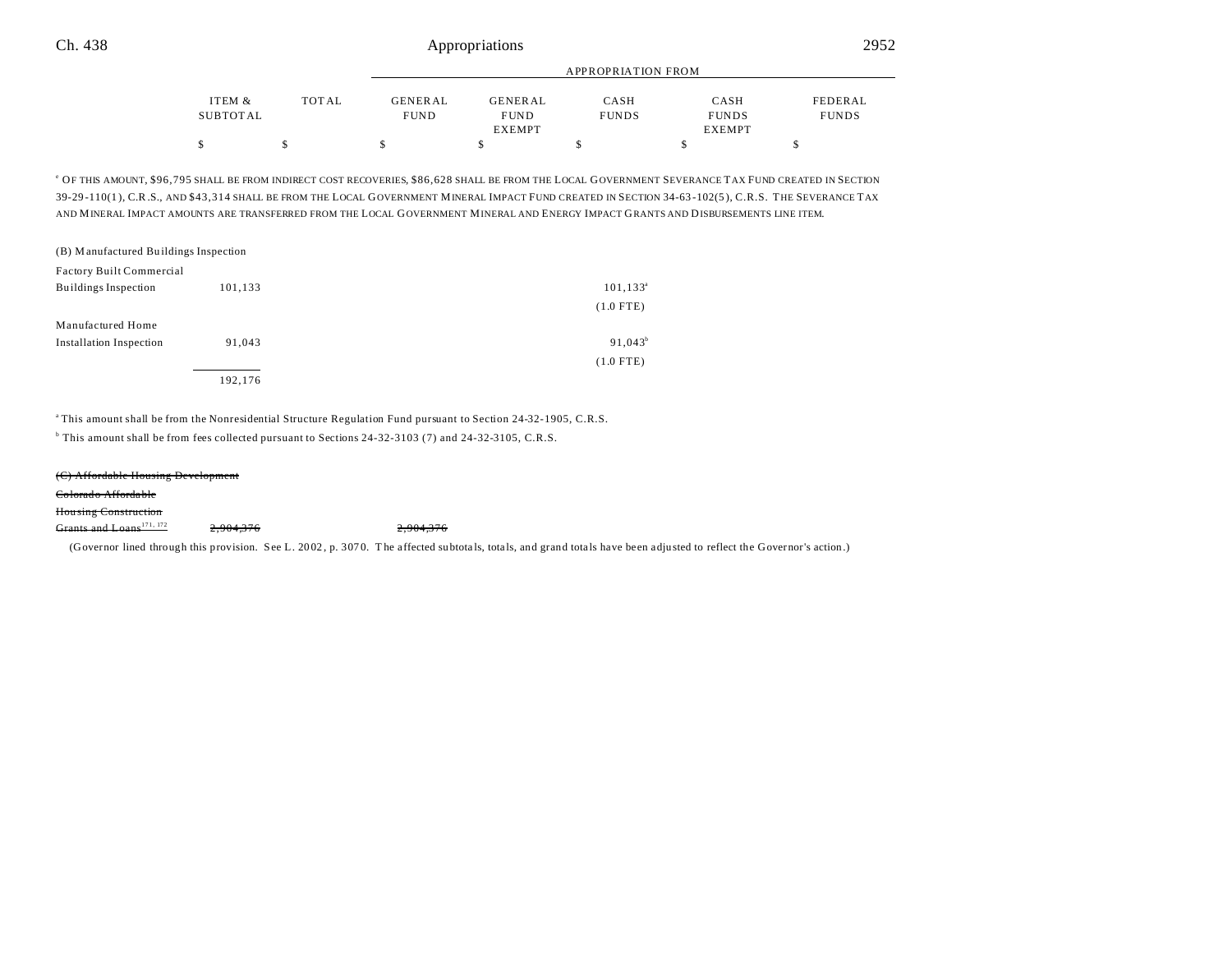| | ITEM & SUBTOTAL | TOTAL | GENERAL FUND | GENERAL FUND EXEMPT | CASH FUNDS | CASH FUNDS EXEMPT | FEDERAL FUNDS |
|---|---|---|---|---|---|---|---|
| | $ | $ | $ | $ | $ | $ | $ |

[e] OF THIS AMOUNT, $96,795 SHALL BE FROM INDIRECT COST RECOVERIES, $86,628 SHALL BE FROM THE LOCAL GOVERNMENT SEVERANCE TAX FUND CREATED IN SECTION 39-29-110(1), C.R.S., AND $43,314 SHALL BE FROM THE LOCAL GOVERNMENT MINERAL IMPACT FUND CREATED IN SECTION 34-63-102(5), C.R.S. THE SEVERANCE TAX AND MINERAL IMPACT AMOUNTS ARE TRANSFERRED FROM THE LOCAL GOVERNMENT MINERAL AND ENERGY IMPACT GRANTS AND DISBURSEMENTS LINE ITEM.

| | ITEM & SUBTOTAL | TOTAL | GENERAL FUND | GENERAL FUND EXEMPT | CASH FUNDS | CASH FUNDS EXEMPT | FEDERAL FUNDS |
|---|---|---|---|---|---|---|---|
| (B) Manufactured Buildings Inspection | | | | | | | |
| Factory Built Commercial Buildings Inspection | 101,133 | | | | 101,133[a] | | |
| | | | | | (1.0 FTE) | | |
| Manufactured Home Installation Inspection | 91,043 | | | | 91,043[b] | | |
| | | | | | (1.0 FTE) | | |
| | 192,176 | | | | | | |

[a] This amount shall be from the Nonresidential Structure Regulation Fund pursuant to Section 24-32-1905, C.R.S.

[b] This amount shall be from fees collected pursuant to Sections 24-32-3103 (7) and 24-32-3105, C.R.S.

| | ITEM & SUBTOTAL | TOTAL | GENERAL FUND | GENERAL FUND EXEMPT | CASH FUNDS | CASH FUNDS EXEMPT | FEDERAL FUNDS |
|---|---|---|---|---|---|---|---|
| ~~(C) Affordable Housing Development~~ | | | | | | | |
| ~~Colorado Affordable Housing Construction Grants and Loans~~[171, 172] | ~~2,904,376~~ | | ~~2,904,376~~ | | | | |

(Governor lined through this provision. See L. 2002, p. 3070. The affected subtotals, totals, and grand totals have been adjusted to reflect the Governor's action.)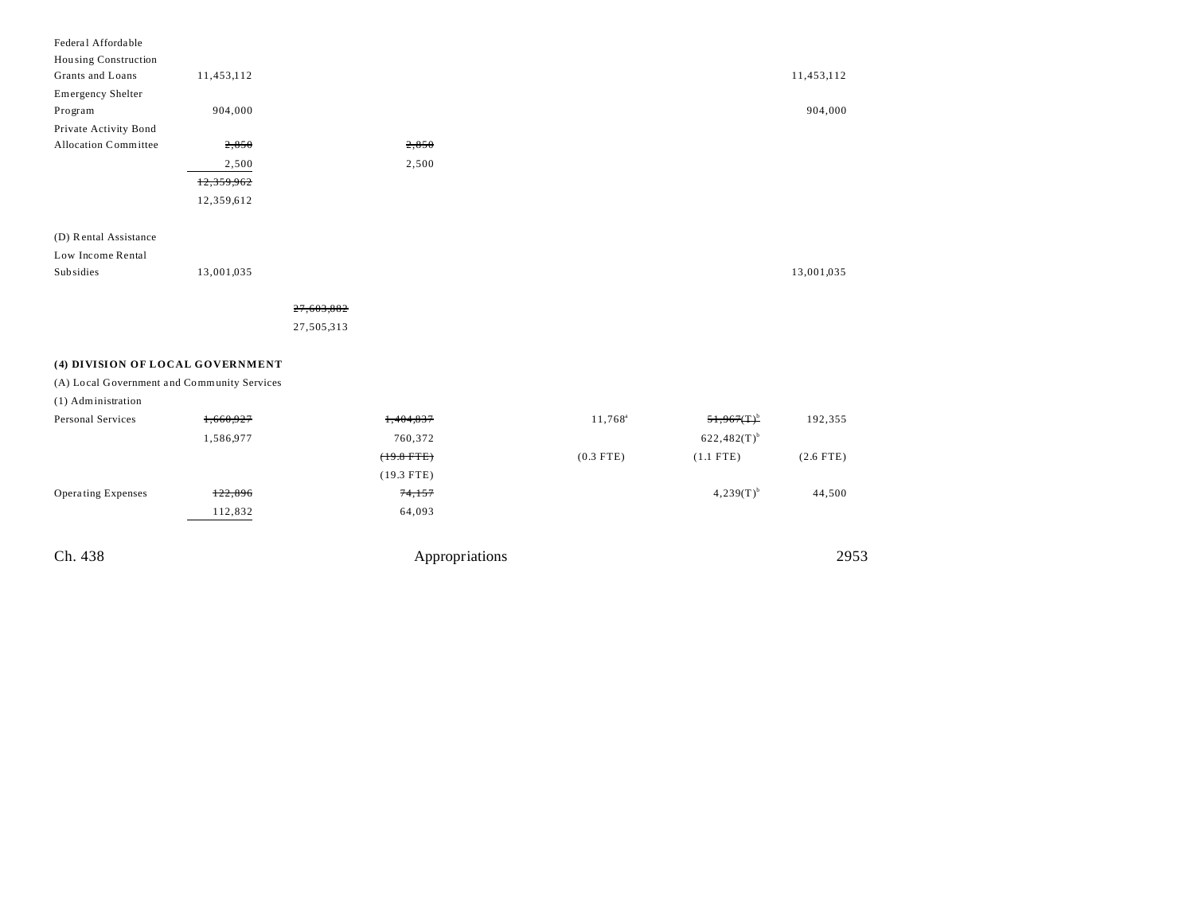| | | | | | | |
|---|---|---|---|---|---|---|
| Federal Affordable Housing Construction Grants and Loans | 11,453,112 | | | | | 11,453,112 |
| Emergency Shelter Program | 904,000 | | | | | 904,000 |
| Private Activity Bond Allocation Committee | ~~2,850~~ 2,500 | | ~~2,850~~ 2,500 | | | |
| | ~~12,359,962~~ 12,359,612 | | | | | |
| (D) Rental Assistance | | | | | | |
| Low Income Rental Subsidies | 13,001,035 | | | | | 13,001,035 |
| | | ~~27,603,882~~ 27,505,313 | | | | |

**(4) DIVISION OF LOCAL GOVERNMENT**

(A) Local Government and Community Services

(1) Administration

| | | | | | | |
|---|---|---|---|---|---|---|
| Personal Services | ~~1,660,927~~ 1,586,977 | | ~~1,404,837~~ 760,372 ~~(19.8 FTE)~~ (19.3 FTE) | 11,768[a] (0.3 FTE) | ~~51,967(T)~~[b] 622,482(T)[b] (1.1 FTE) | 192,355 (2.6 FTE) |
| Operating Expenses | ~~122,896~~ 112,832 | | ~~74,157~~ 64,093 | | 4,239(T)[b] | 44,500 |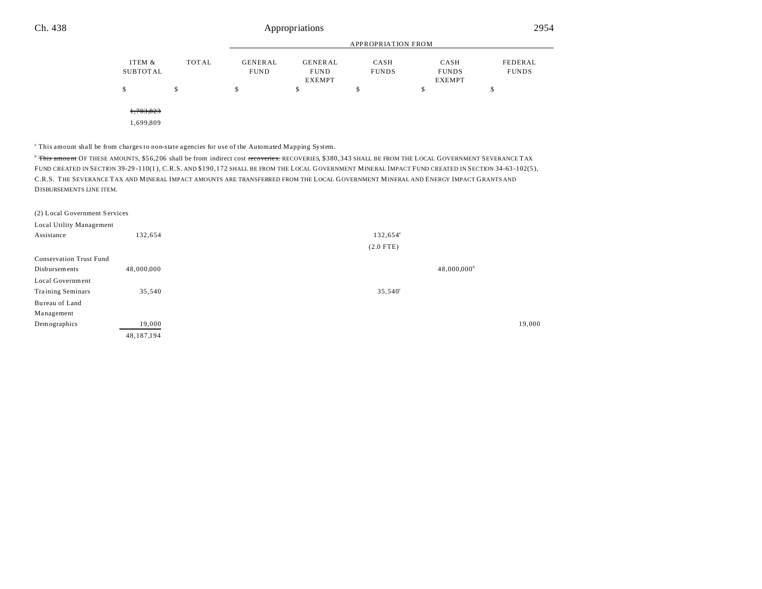| | ITEM & SUBTOTAL | TOTAL | APPROPRIATION FROM GENERAL FUND | GENERAL FUND EXEMPT | CASH FUNDS | CASH FUNDS EXEMPT | FEDERAL FUNDS |
|---|---|---|---|---|---|---|---|
| | $ | $ | $ | $ | $ | $ | $ |
| | ~~1,783,823~~ | | | | | | |
| | 1,699,809 | | | | | | |

[a] This amount shall be from charges to non-state agencies for use of the Automated Mapping System.

[b] ~~This amount~~ OF THESE AMOUNTS, $56,206 shall be from indirect cost ~~recoveries.~~ RECOVERIES, $380,343 SHALL BE FROM THE LOCAL GOVERNMENT SEVERANCE TAX FUND CREATED IN SECTION 39-29-110(1), C.R.S. AND $190,172 SHALL BE FROM THE LOCAL GOVERNMENT MINERAL IMPACT FUND CREATED IN SECTION 34-63-102(5), C.R.S. THE SEVERANCE TAX AND MINERAL IMPACT AMOUNTS ARE TRANSFERRED FROM THE LOCAL GOVERNMENT MINERAL AND ENERGY IMPACT GRANTS AND DISBURSEMENTS LINE ITEM.

| | ITEM & SUBTOTAL | TOTAL | GENERAL FUND | GENERAL FUND EXEMPT | CASH FUNDS | CASH FUNDS EXEMPT | FEDERAL FUNDS |
|---|---|---|---|---|---|---|---|
| (2) Local Government Services | | | | | | | |
| Local Utility Management Assistance | 132,654 | | | | 132,654[a] | | |
| | | | | | (2.0 FTE) | | |
| Conservation Trust Fund Disbursements | 48,000,000 | | | | | 48,000,000[b] | |
| Local Government Training Seminars | 35,540 | | | | 35,540[c] | | |
| Bureau of Land Management Demographics | 19,000 | | | | | | 19,000 |
| | 48,187,194 | | | | | | |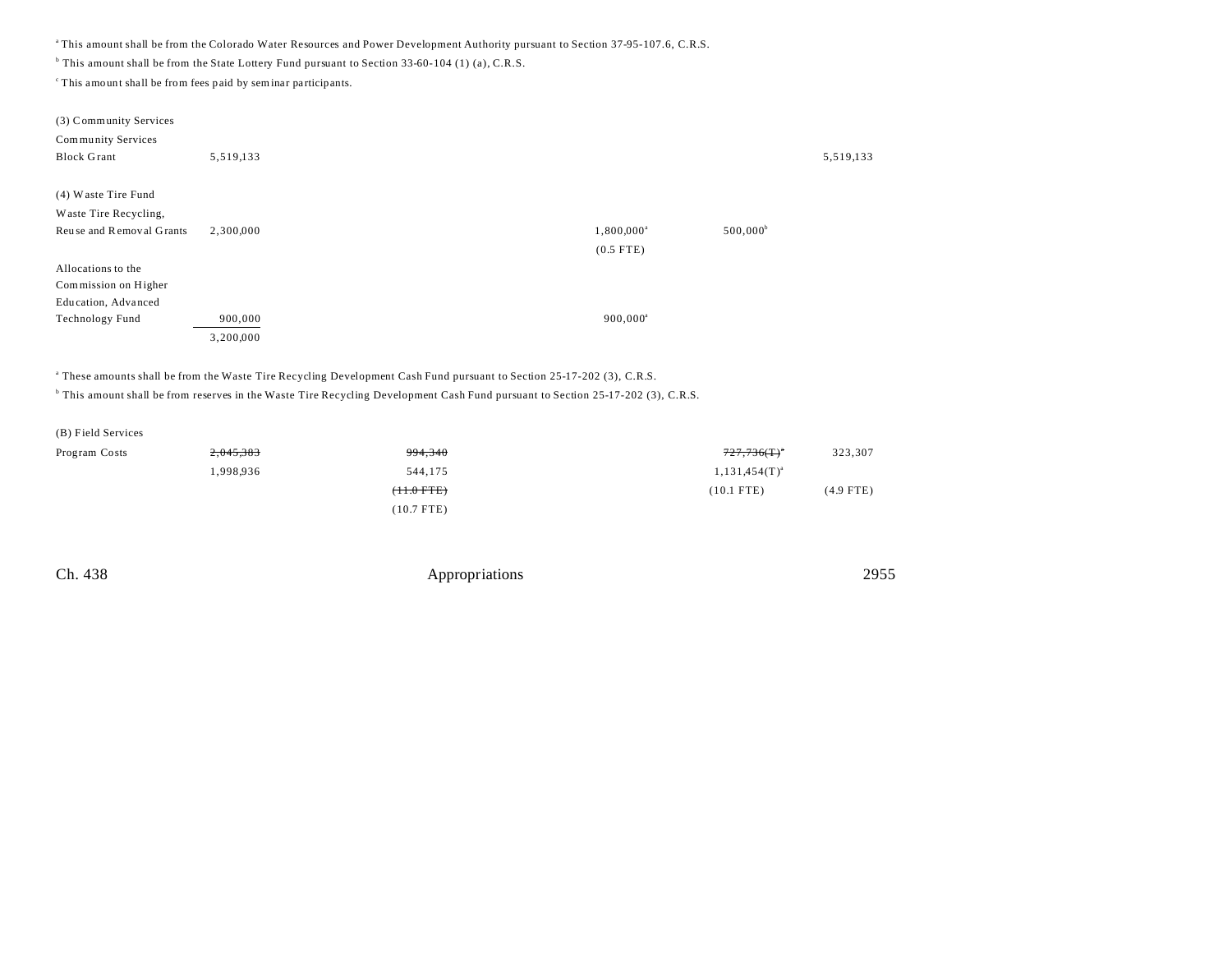[a] This amount shall be from the Colorado Water Resources and Power Development Authority pursuant to Section 37-95-107.6, C.R.S.

[b] This amount shall be from the State Lottery Fund pursuant to Section 33-60-104 (1) (a), C.R.S.

[c] This amount shall be from fees paid by seminar participants.

| | | | | | | |
|---|---|---|---|---|---|---|
| (3) Community Services | | | | | | |
| Community Services Block Grant | 5,519,133 | | | | | 5,519,133 |
| (4) Waste Tire Fund | | | | | | |
| Waste Tire Recycling, Reuse and Removal Grants | 2,300,000 | | | 1,800,000[a] (0.5 FTE) | 500,000[b] | |
| Allocations to the Commission on Higher Education, Advanced Technology Fund | 900,000 | | | 900,000[a] | | |
| | 3,200,000 | | | | | |

[a] These amounts shall be from the Waste Tire Recycling Development Cash Fund pursuant to Section 25-17-202 (3), C.R.S.

[b] This amount shall be from reserves in the Waste Tire Recycling Development Cash Fund pursuant to Section 25-17-202 (3), C.R.S.

| | | | | | | |
|---|---|---|---|---|---|---|
| (B) Field Services | | | | | | |
| Program Costs | ~~2,045,383~~ 1,998,936 | ~~994,340~~ 544,175 ~~(11.0 FTE)~~ (10.7 FTE) | | | ~~727,736(T)~~[a] 1,131,454(T)[a] (10.1 FTE) | 323,307 (4.9 FTE) |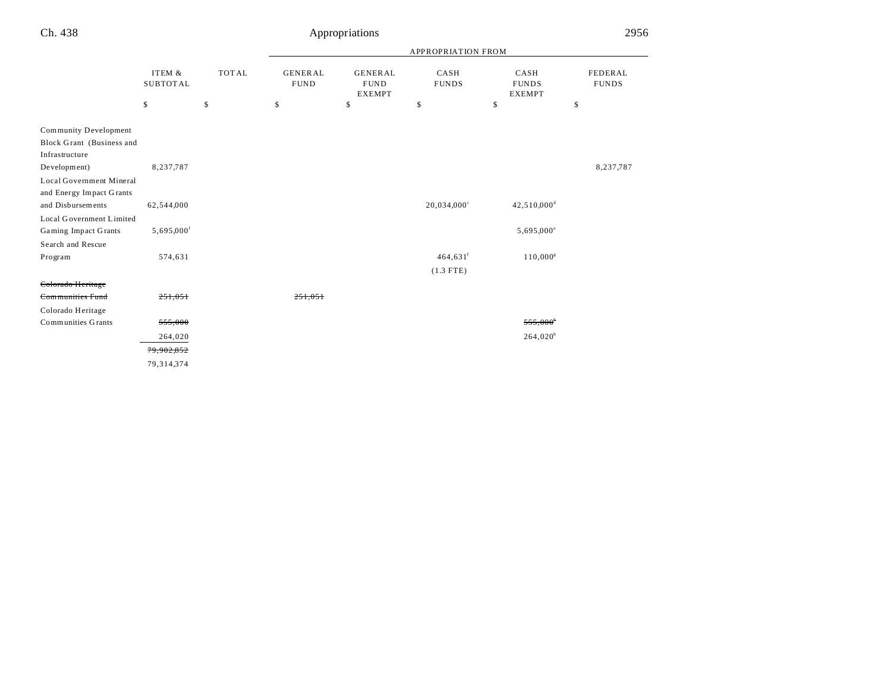| | ITEM & SUBTOTAL | TOTAL | APPROPRIATION FROM GENERAL FUND | GENERAL FUND EXEMPT | CASH FUNDS | CASH FUNDS EXEMPT | FEDERAL FUNDS |
|---|---|---|---|---|---|---|---|
| | $ | $ | $ | $ | $ | $ | $ |
| Community Development Block Grant (Business and Infrastructure Development) | 8,237,787 | | | | | | 8,237,787 |
| Local Government Mineral and Energy Impact Grants and Disbursements | 62,544,000 | | | | 20,034,000[c] | 42,510,000[d] | |
| Local Government Limited Gaming Impact Grants | 5,695,000[f] | | | | | 5,695,000[e] | |
| Search and Rescue Program | 574,631 | | | | 464,631[f] (1.3 FTE) | 110,000[g] | |
| ~~Colorado Heritage Communities Fund~~ | ~~251,051~~ | | ~~251,051~~ | | | | |
| Colorado Heritage Communities Grants | ~~555,000~~ 264,020 | | | | | ~~555,000[h]~~ 264,020[h] | |
| | ~~79,902,852~~ 79,314,374 | | | | | | |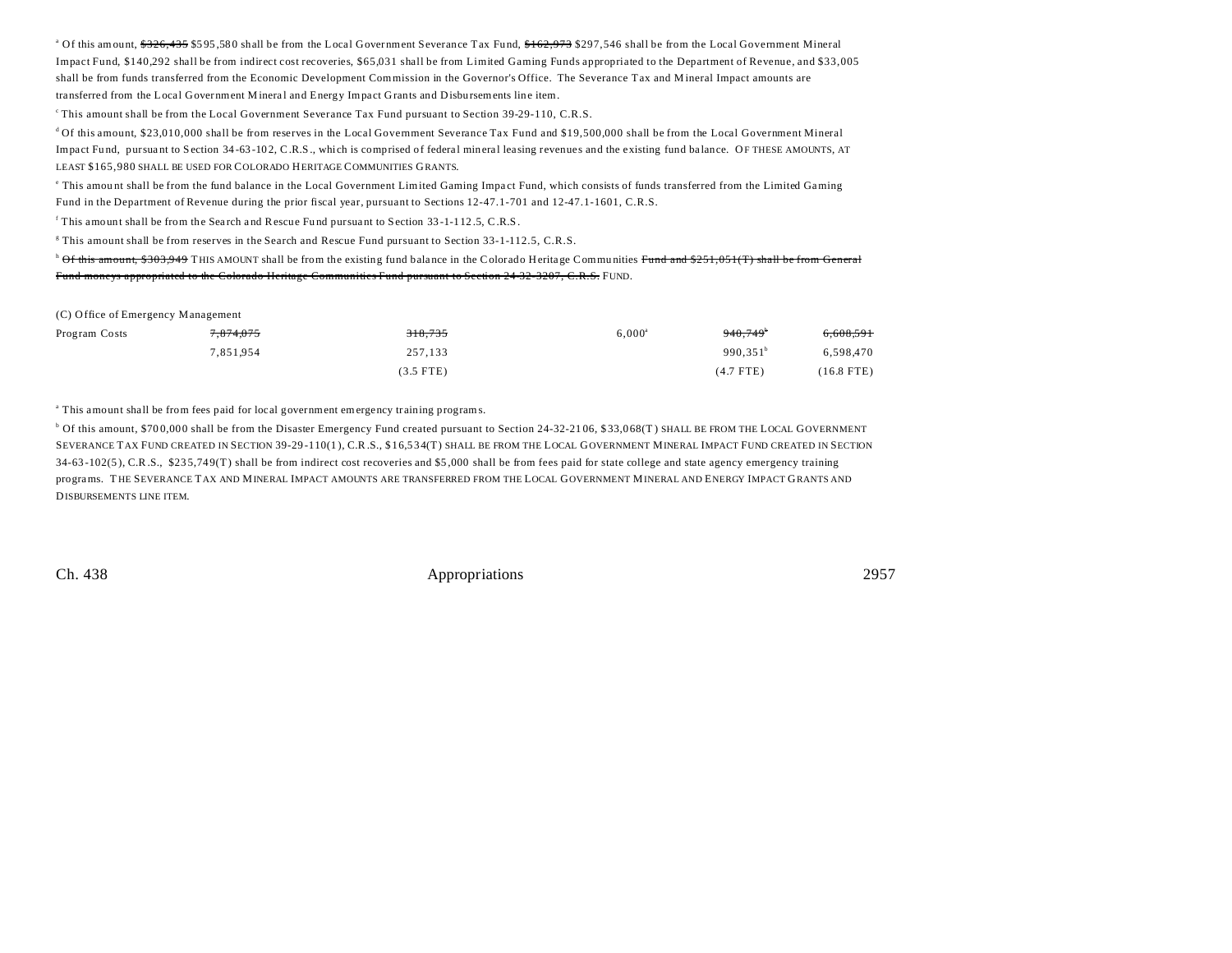[a] Of this amount, ~~$326,435~~ $595,580 shall be from the Local Government Severance Tax Fund, ~~$162,973~~ $297,546 shall be from the Local Government Mineral Impact Fund, $140,292 shall be from indirect cost recoveries, $65,031 shall be from Limited Gaming Funds appropriated to the Department of Revenue, and $33,005 shall be from funds transferred from the Economic Development Commission in the Governor's Office. The Severance Tax and Mineral Impact amounts are transferred from the Local Government Mineral and Energy Impact Grants and Disbursements line item.

[c] This amount shall be from the Local Government Severance Tax Fund pursuant to Section 39-29-110, C.R.S.

[d] Of this amount, $23,010,000 shall be from reserves in the Local Government Severance Tax Fund and $19,500,000 shall be from the Local Government Mineral Impact Fund, pursuant to Section 34-63-102, C.R.S., which is comprised of federal mineral leasing revenues and the existing fund balance. OF THESE AMOUNTS, AT LEAST $165,980 SHALL BE USED FOR COLORADO HERITAGE COMMUNITIES GRANTS.

[e] This amount shall be from the fund balance in the Local Government Limited Gaming Impact Fund, which consists of funds transferred from the Limited Gaming Fund in the Department of Revenue during the prior fiscal year, pursuant to Sections 12-47.1-701 and 12-47.1-1601, C.R.S.

[f] This amount shall be from the Search and Rescue Fund pursuant to Section 33-1-112.5, C.R.S.

[g] This amount shall be from reserves in the Search and Rescue Fund pursuant to Section 33-1-112.5, C.R.S.

[h] ~~Of this amount, $303,949~~ THIS AMOUNT shall be from the existing fund balance in the Colorado Heritage Communities ~~Fund and $251,051(T) shall be from General Fund moneys appropriated to the Colorado Heritage Communities Fund pursuant to Section 24-32-3207, C.R.S.~~ FUND.

(C) Office of Emergency Management

| | | | | | |
|---|---|---|---|---|---|
| Program Costs | ~~7,874,075~~ | ~~318,735~~ | 6,000[a] | ~~940,749~~[b] | ~~6,608,591~~ |
| | 7,851,954 | 257,133 | | 990,351[b] | 6,598,470 |
| | | (3.5 FTE) | | (4.7 FTE) | (16.8 FTE) |

[a] This amount shall be from fees paid for local government emergency training programs.

[b] Of this amount, $700,000 shall be from the Disaster Emergency Fund created pursuant to Section 24-32-2106, $33,068(T) SHALL BE FROM THE LOCAL GOVERNMENT SEVERANCE TAX FUND CREATED IN SECTION 39-29-110(1), C.R.S., $16,534(T) SHALL BE FROM THE LOCAL GOVERNMENT MINERAL IMPACT FUND CREATED IN SECTION 34-63-102(5), C.R.S., $235,749(T) shall be from indirect cost recoveries and $5,000 shall be from fees paid for state college and state agency emergency training programs. THE SEVERANCE TAX AND MINERAL IMPACT AMOUNTS ARE TRANSFERRED FROM THE LOCAL GOVERNMENT MINERAL AND ENERGY IMPACT GRANTS AND DISBURSEMENTS LINE ITEM.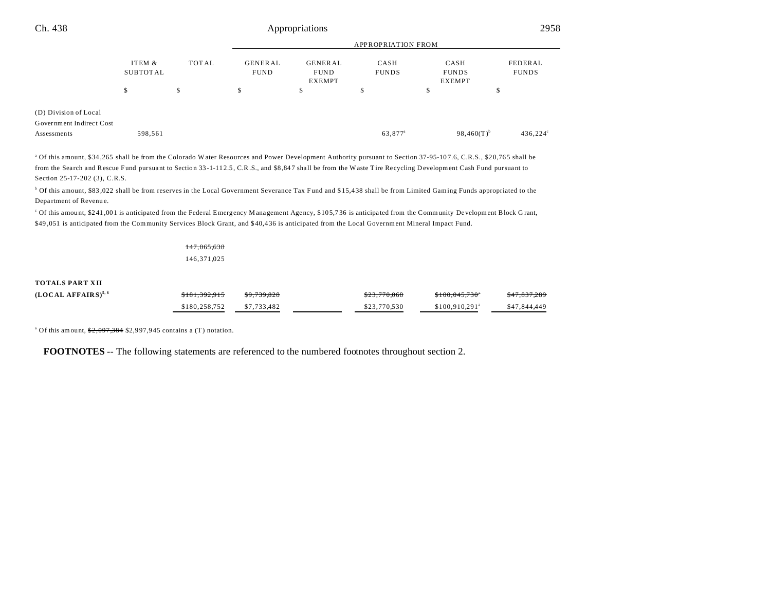| | ITEM & SUBTOTAL | TOTAL | GENERAL FUND | GENERAL FUND EXEMPT | CASH FUNDS | CASH FUNDS EXEMPT | FEDERAL FUNDS |
|---|---|---|---|---|---|---|---|
| | | | APPROPRIATION FROM | | | | |
| | $ | $ | $ | $ | $ | $ | $ |
| (D) Division of Local Government Indirect Cost Assessments | 598,561 | | | | 63,877[a] | 98,460(T)[b] | 436,224[c] |

[a] Of this amount, $34,265 shall be from the Colorado Water Resources and Power Development Authority pursuant to Section 37-95-107.6, C.R.S., $20,765 shall be from the Search and Rescue Fund pursuant to Section 33-1-112.5, C.R.S., and $8,847 shall be from the Waste Tire Recycling Development Cash Fund pursuant to Section 25-17-202 (3), C.R.S.

[b] Of this amount, $83,022 shall be from reserves in the Local Government Severance Tax Fund and $15,438 shall be from Limited Gaming Funds appropriated to the Department of Revenue.

[c] Of this amount, $241,001 is anticipated from the Federal Emergency Management Agency, $105,736 is anticipated from the Community Development Block Grant, $49,051 is anticipated from the Community Services Block Grant, and $40,436 is anticipated from the Local Government Mineral Impact Fund.

| | ITEM & SUBTOTAL | TOTAL | GENERAL FUND | GENERAL FUND EXEMPT | CASH FUNDS | CASH FUNDS EXEMPT | FEDERAL FUNDS |
|---|---|---|---|---|---|---|---|
| | | ~~147,065,638~~ 146,371,025 | | | | | |
| **TOTALS PART XII (LOCAL AFFAIRS)**[5, 6] | | ~~$181,392,915~~ $180,258,752 | ~~$9,739,828~~ $7,733,482 | | ~~$23,770,068~~ $23,770,530 | ~~$100,045,730~~[a] $100,910,291[a] | ~~$47,837,289~~ $47,844,449 |

[a] Of this amount, ~~$2,097,384~~ $2,997,945 contains a (T) notation.

**FOOTNOTES** -- The following statements are referenced to the numbered footnotes throughout section 2.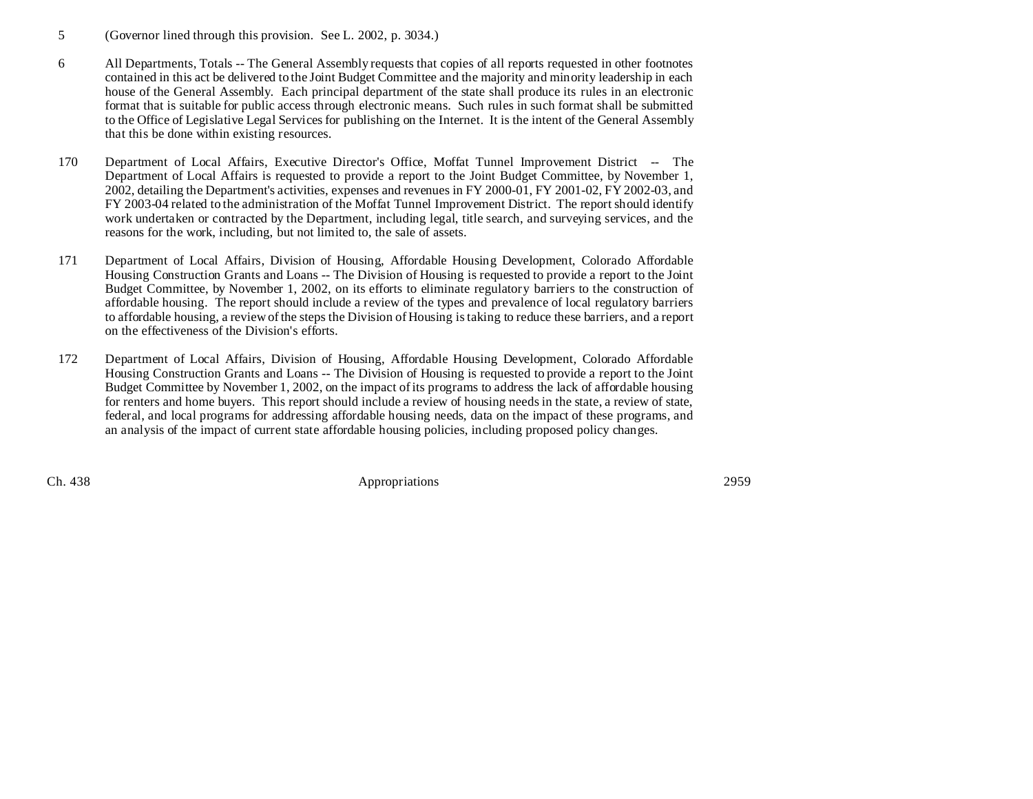5 (Governor lined through this provision. See L. 2002, p. 3034.)

6 All Departments, Totals -- The General Assembly requests that copies of all reports requested in other footnotes contained in this act be delivered to the Joint Budget Committee and the majority and minority leadership in each house of the General Assembly. Each principal department of the state shall produce its rules in an electronic format that is suitable for public access through electronic means. Such rules in such format shall be submitted to the Office of Legislative Legal Services for publishing on the Internet. It is the intent of the General Assembly that this be done within existing resources.

170 Department of Local Affairs, Executive Director's Office, Moffat Tunnel Improvement District -- The Department of Local Affairs is requested to provide a report to the Joint Budget Committee, by November 1, 2002, detailing the Department's activities, expenses and revenues in FY 2000-01, FY 2001-02, FY 2002-03, and FY 2003-04 related to the administration of the Moffat Tunnel Improvement District. The report should identify work undertaken or contracted by the Department, including legal, title search, and surveying services, and the reasons for the work, including, but not limited to, the sale of assets.

171 Department of Local Affairs, Division of Housing, Affordable Housing Development, Colorado Affordable Housing Construction Grants and Loans -- The Division of Housing is requested to provide a report to the Joint Budget Committee, by November 1, 2002, on its efforts to eliminate regulatory barriers to the construction of affordable housing. The report should include a review of the types and prevalence of local regulatory barriers to affordable housing, a review of the steps the Division of Housing is taking to reduce these barriers, and a report on the effectiveness of the Division's efforts.

172 Department of Local Affairs, Division of Housing, Affordable Housing Development, Colorado Affordable Housing Construction Grants and Loans -- The Division of Housing is requested to provide a report to the Joint Budget Committee by November 1, 2002, on the impact of its programs to address the lack of affordable housing for renters and home buyers. This report should include a review of housing needs in the state, a review of state, federal, and local programs for addressing affordable housing needs, data on the impact of these programs, and an analysis of the impact of current state affordable housing policies, including proposed policy changes.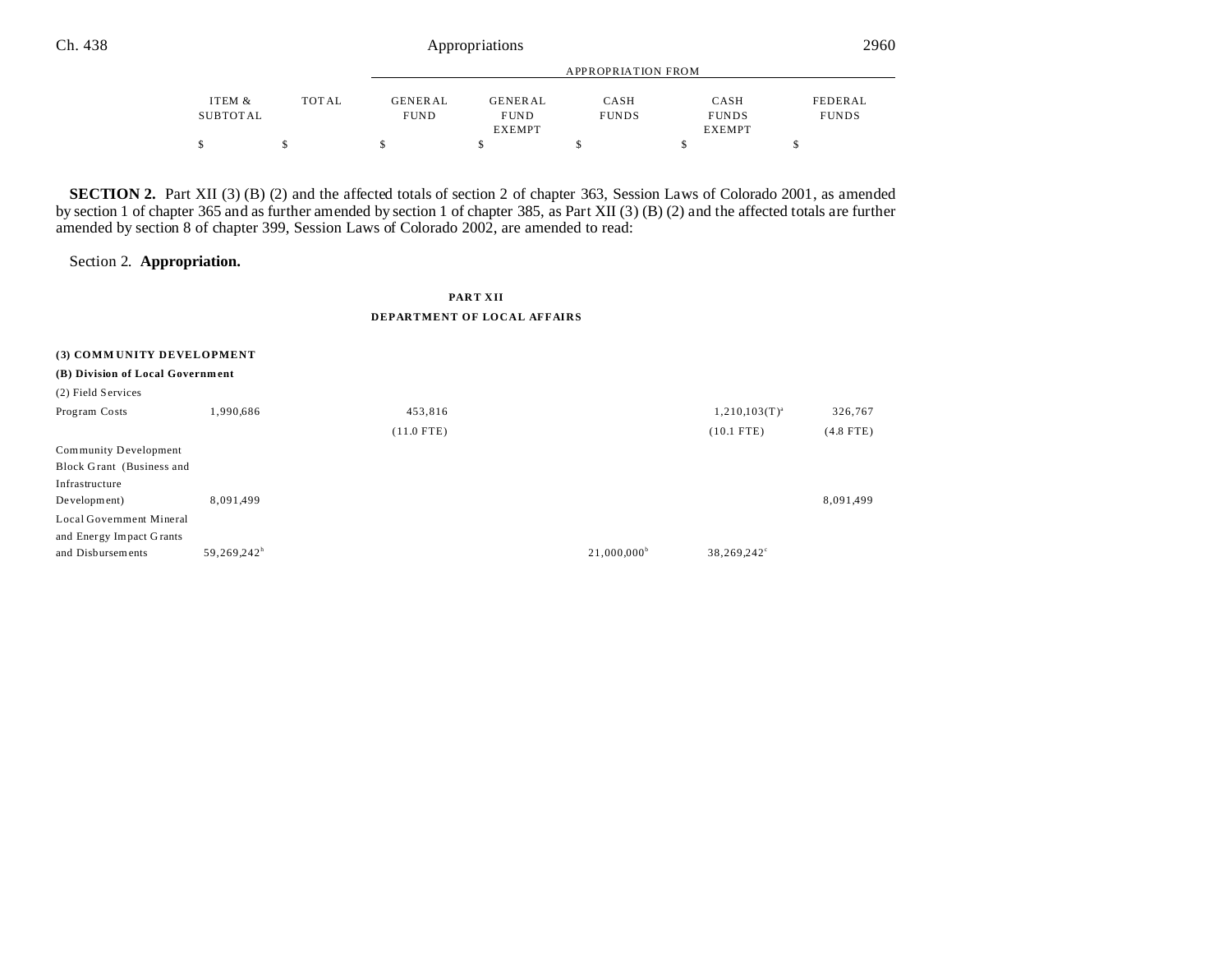**SECTION 2.** Part XII (3) (B) (2) and the affected totals of section 2 of chapter 363, Session Laws of Colorado 2001, as amended by section 1 of chapter 365 and as further amended by section 1 of chapter 385, as Part XII (3) (B) (2) and the affected totals are further amended by section 8 of chapter 399, Session Laws of Colorado 2002, are amended to read:

Section 2. **Appropriation.**

**PART XII**

**DEPARTMENT OF LOCAL AFFAIRS**

| | ITEM & SUBTOTAL | TOTAL | APPROPRIATION FROM GENERAL FUND | GENERAL FUND EXEMPT | CASH FUNDS | CASH FUNDS EXEMPT | FEDERAL FUNDS |
|---|---|---|---|---|---|---|---|
| | $ | $ | $ | $ | $ | $ | $ |
| **(3) COMMUNITY DEVELOPMENT** | | | | | | | |
| **(B) Division of Local Government** | | | | | | | |
| (2) Field Services | | | | | | | |
| Program Costs | 1,990,686 | | 453,816 | | | 1,210,103(T)[a] | 326,767 |
| | | | (11.0 FTE) | | | (10.1 FTE) | (4.8 FTE) |
| Community Development Block Grant (Business and Infrastructure Development) | 8,091,499 | | | | | | 8,091,499 |
| Local Government Mineral and Energy Impact Grants and Disbursements | 59,269,242[b] | | | | 21,000,000[b] | 38,269,242[c] | |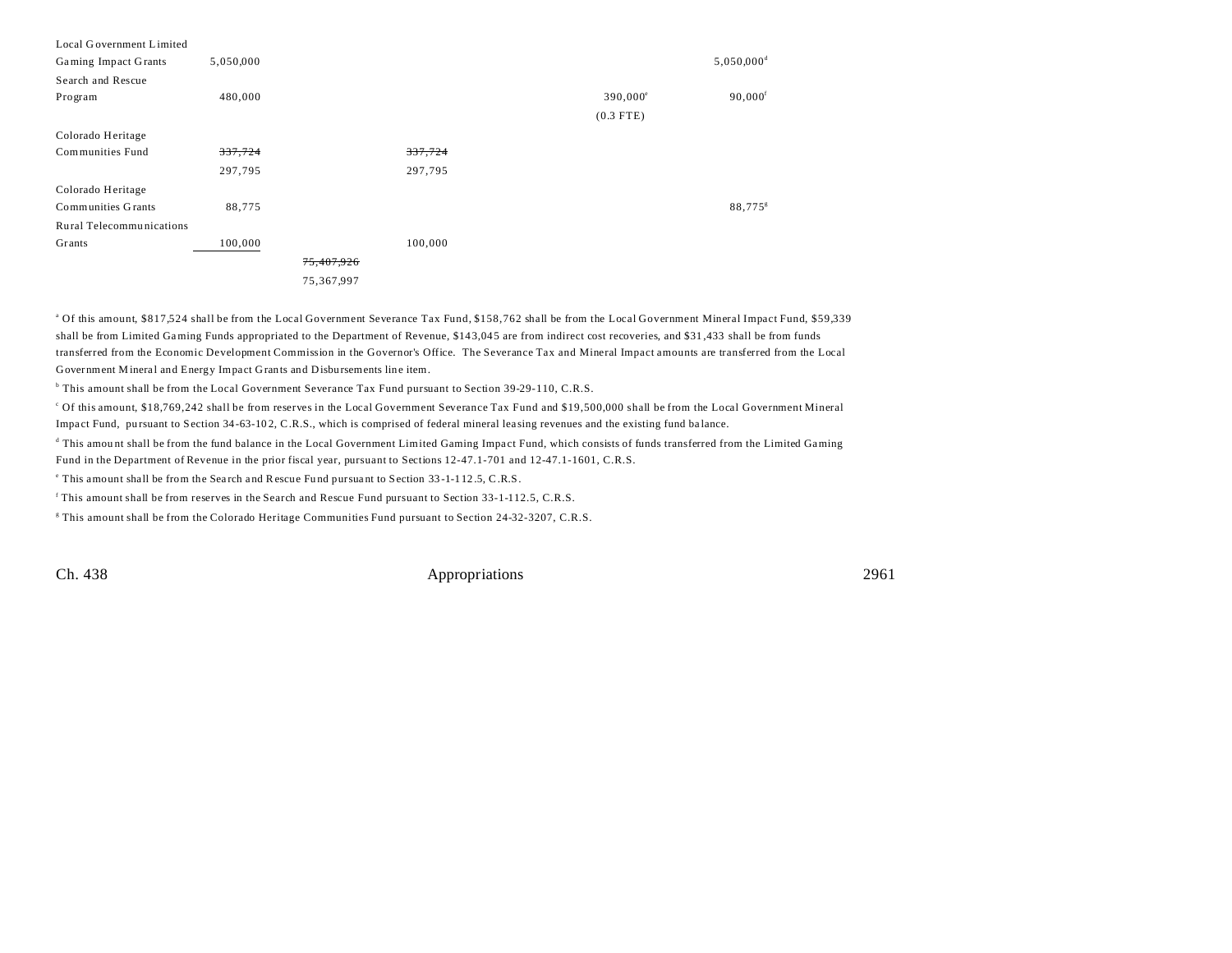| | | | | | | |
|---|---|---|---|---|---|---|
| Local Government Limited Gaming Impact Grants | 5,050,000 | | | | | 5,050,000[d] |
| Search and Rescue Program | 480,000 | | | | 390,000[e] (0.3 FTE) | 90,000[f] |
| Colorado Heritage Communities Fund | ~~337,724~~ 297,795 | | ~~337,724~~ 297,795 | | | |
| Colorado Heritage Communities Grants | 88,775 | | | | | 88,775[g] |
| Rural Telecommunications Grants | 100,000 | | 100,000 | | | |
| | | ~~75,407,926~~ 75,367,997 | | | | |

[a] Of this amount, $817,524 shall be from the Local Government Severance Tax Fund, $158,762 shall be from the Local Government Mineral Impact Fund, $59,339 shall be from Limited Gaming Funds appropriated to the Department of Revenue, $143,045 are from indirect cost recoveries, and $31,433 shall be from funds transferred from the Economic Development Commission in the Governor's Office. The Severance Tax and Mineral Impact amounts are transferred from the Local Government Mineral and Energy Impact Grants and Disbursements line item.

[b] This amount shall be from the Local Government Severance Tax Fund pursuant to Section 39-29-110, C.R.S.

[c] Of this amount, $18,769,242 shall be from reserves in the Local Government Severance Tax Fund and $19,500,000 shall be from the Local Government Mineral Impact Fund, pursuant to Section 34-63-102, C.R.S., which is comprised of federal mineral leasing revenues and the existing fund balance.

[d] This amount shall be from the fund balance in the Local Government Limited Gaming Impact Fund, which consists of funds transferred from the Limited Gaming Fund in the Department of Revenue in the prior fiscal year, pursuant to Sections 12-47.1-701 and 12-47.1-1601, C.R.S.

[e] This amount shall be from the Search and Rescue Fund pursuant to Section 33-1-112.5, C.R.S.

[f] This amount shall be from reserves in the Search and Rescue Fund pursuant to Section 33-1-112.5, C.R.S.

[g] This amount shall be from the Colorado Heritage Communities Fund pursuant to Section 24-32-3207, C.R.S.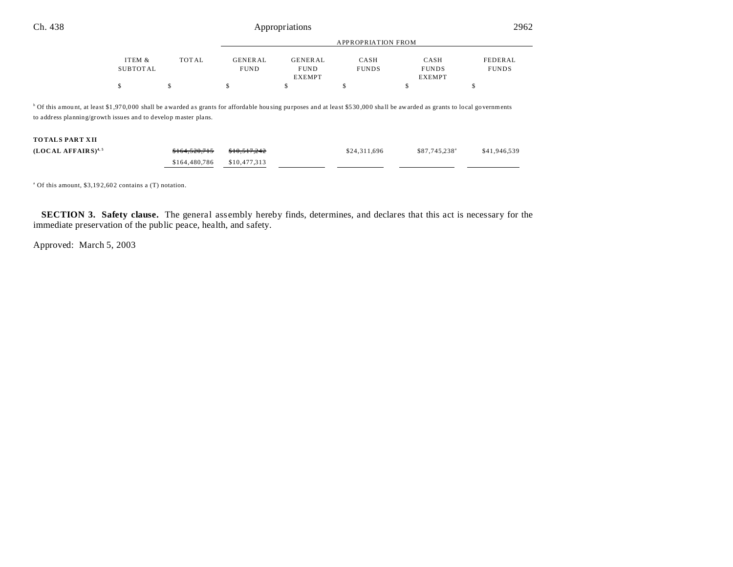| | ITEM & SUBTOTAL | TOTAL | APPROPRIATION FROM GENERAL FUND | GENERAL FUND EXEMPT | CASH FUNDS | CASH FUNDS EXEMPT | FEDERAL FUNDS |
|---|---|---|---|---|---|---|---|
| | $ | $ | $ | $ | $ | $ | $ |

[b] Of this amount, at least $1,970,000 shall be awarded as grants for affordable housing purposes and at least $530,000 shall be awarded as grants to local governments to address planning/growth issues and to develop master plans.

| | ITEM & SUBTOTAL | TOTAL | GENERAL FUND | GENERAL FUND EXEMPT | CASH FUNDS | CASH FUNDS EXEMPT | FEDERAL FUNDS |
|---|---|---|---|---|---|---|---|
| **TOTALS PART XII (LOCAL AFFAIRS)**[4, 5] | | ~~$164,520,715~~ $164,480,786 | ~~$10,517,242~~ $10,477,313 | | $24,311,696 | $87,745,238[a] | $41,946,539 |

[a] Of this amount, $3,192,602 contains a (T) notation.

**SECTION 3. Safety clause.** The general assembly hereby finds, determines, and declares that this act is necessary for the immediate preservation of the public peace, health, and safety.

Approved: March 5, 2003